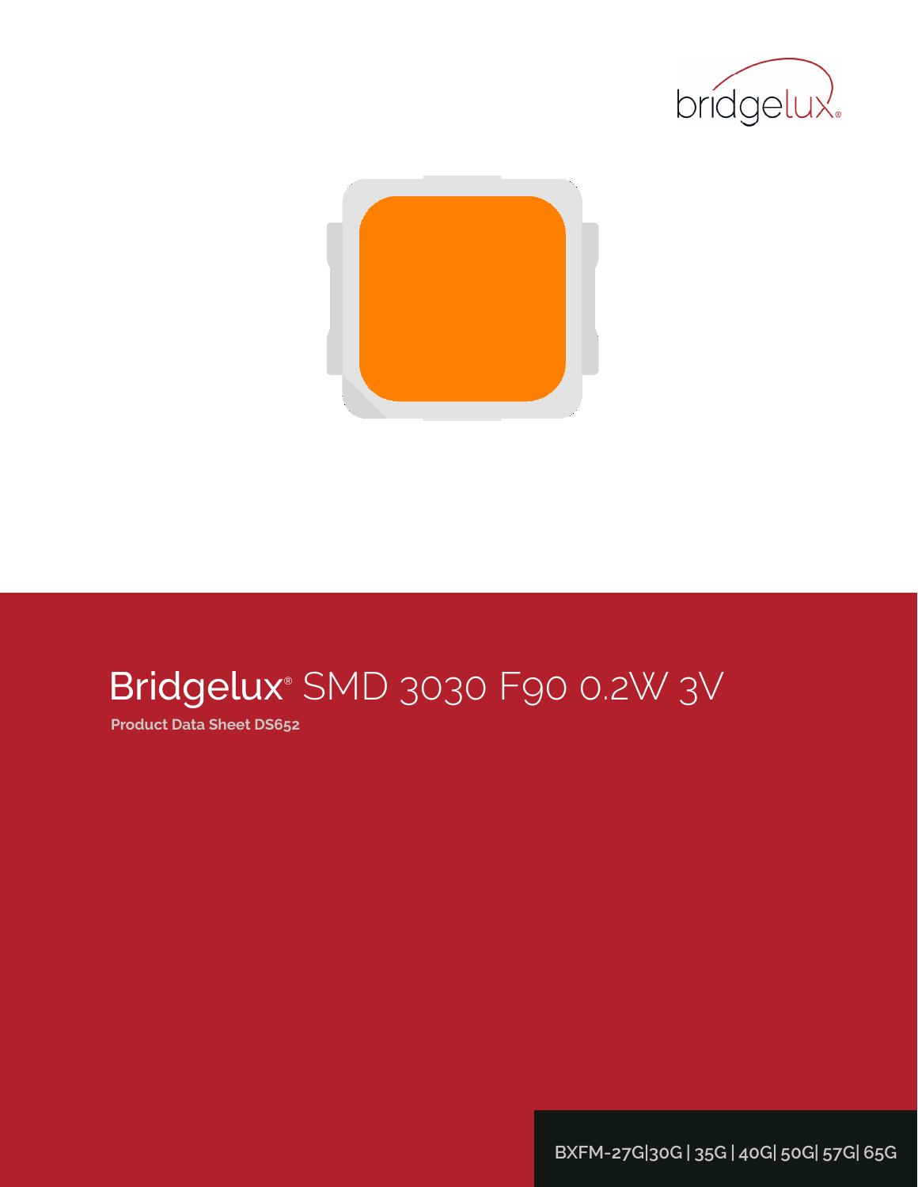# Bridgelux® SMD 3030 F90 0.2W 3V

**Product Data Sheet DS652**

BXFM-27G|30G | 35G | 40G| 50G| 57G| 65G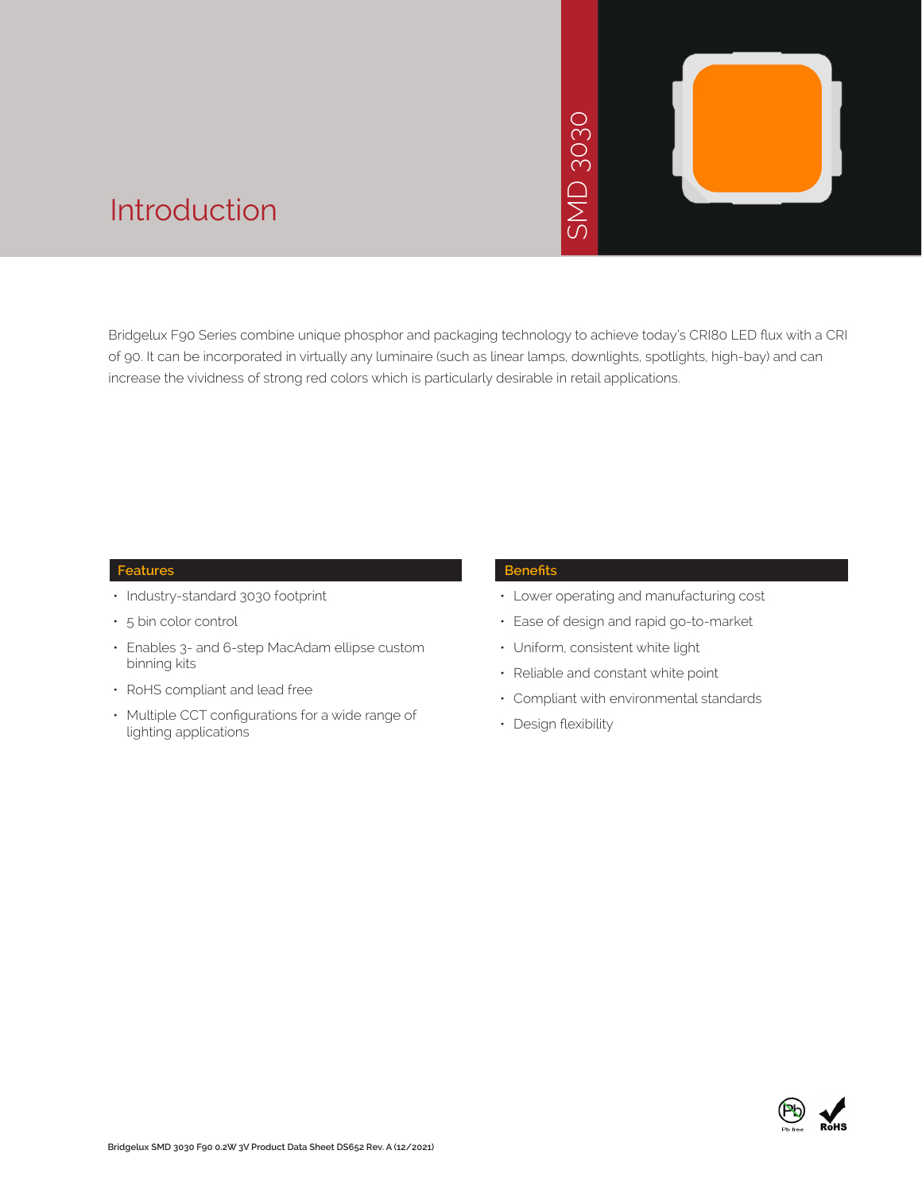# Introduction

SMD 3030

Bridgelux F90 Series combine unique phosphor and packaging technology to achieve today's CRI80 LED flux with a CRI of 90. It can be incorporated in virtually any luminaire (such as linear lamps, downlights, spotlights, high-bay) and can increase the vividness of strong red colors which is particularly desirable in retail applications.

## Features

- Industry-standard 3030 footprint
- 5 bin color control
- Enables 3- and 6-step MacAdam ellipse custom binning kits
- RoHS compliant and lead free
- Multiple CCT configurations for a wide range of lighting applications

## Benefits

- Lower operating and manufacturing cost
- Ease of design and rapid go-to-market
- Uniform, consistent white light
- Reliable and constant white point
- Compliant with environmental standards
- Design flexibility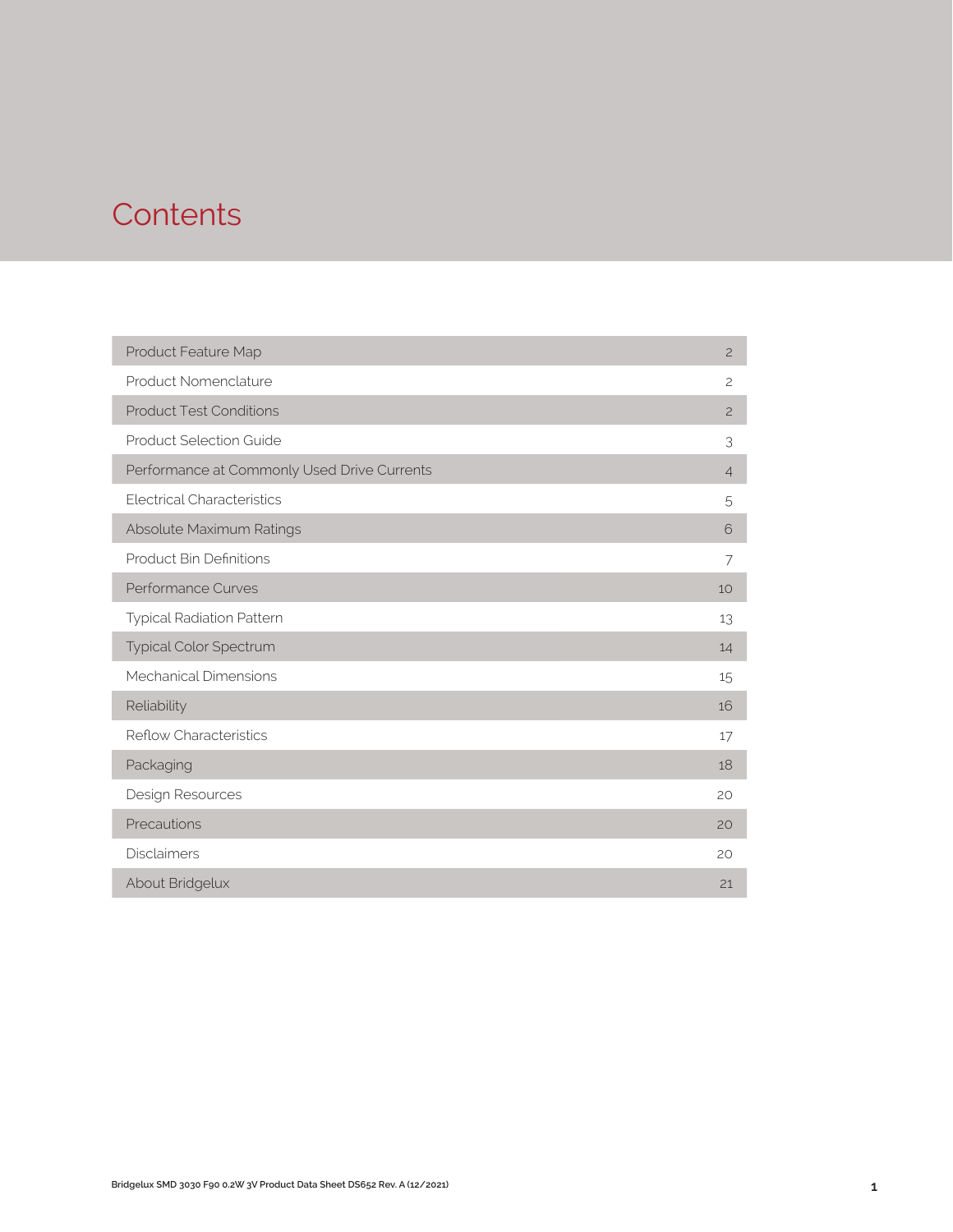# Contents

| | |
|---|---|
| Product Feature Map | 2 |
| Product Nomenclature | 2 |
| Product Test Conditions | 2 |
| Product Selection Guide | 3 |
| Performance at Commonly Used Drive Currents | 4 |
| Electrical Characteristics | 5 |
| Absolute Maximum Ratings | 6 |
| Product Bin Definitions | 7 |
| Performance Curves | 10 |
| Typical Radiation Pattern | 13 |
| Typical Color Spectrum | 14 |
| Mechanical Dimensions | 15 |
| Reliability | 16 |
| Reflow Characteristics | 17 |
| Packaging | 18 |
| Design Resources | 20 |
| Precautions | 20 |
| Disclaimers | 20 |
| About Bridgelux | 21 |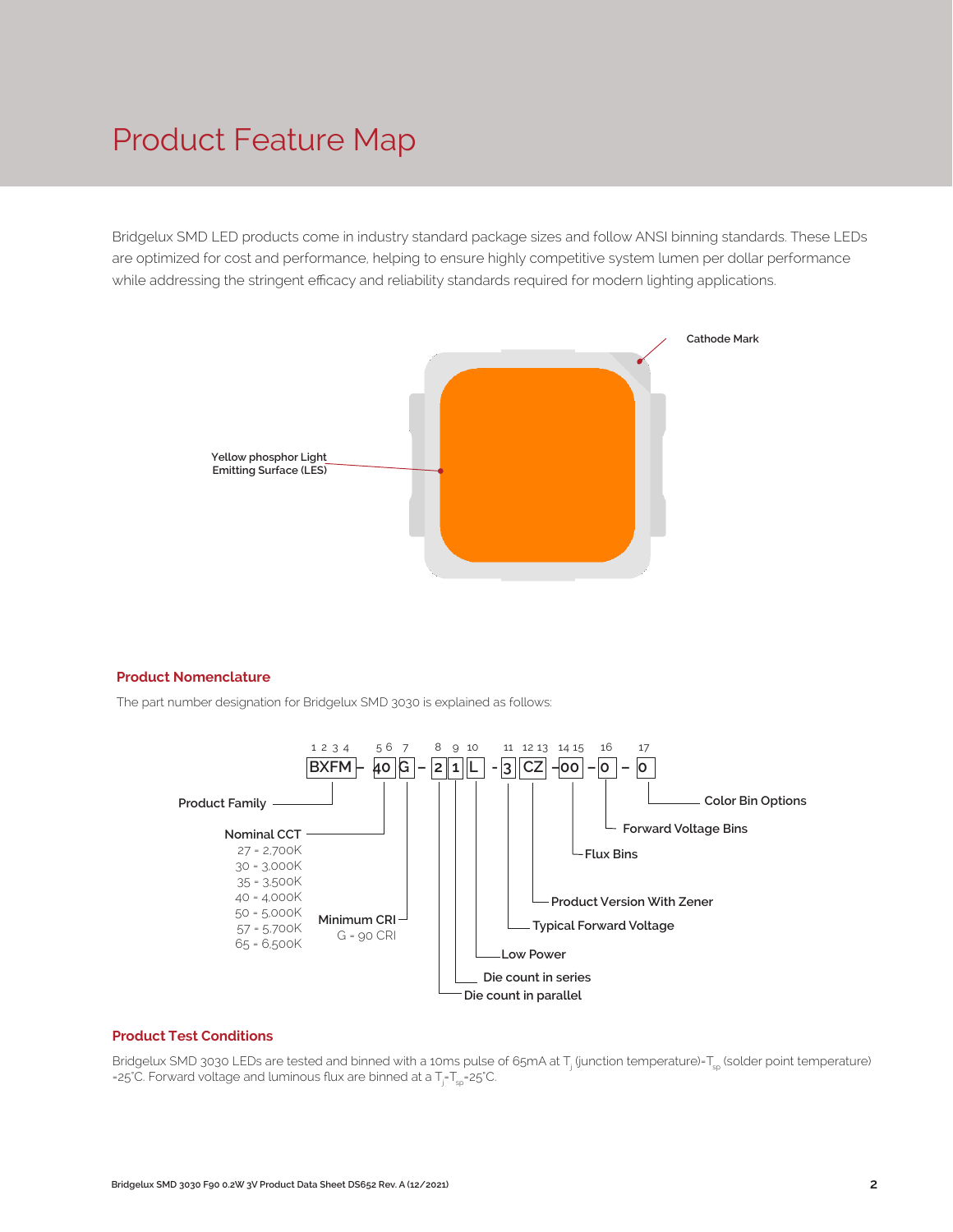# Product Feature Map

Bridgelux SMD LED products come in industry standard package sizes and follow ANSI binning standards. These LEDs are optimized for cost and performance, helping to ensure highly competitive system lumen per dollar performance while addressing the stringent efficacy and reliability standards required for modern lighting applications.

Cathode Mark

Yellow phosphor Light Emitting Surface (LES)

## Product Nomenclature

The part number designation for Bridgelux SMD 3030 is explained as follows:

| Position | Code | Description |
|---|---|---|
| 1 2 3 4 | BXFM | Product Family |
| 5 6 | 40 | Nominal CCT: 27 = 2,700K; 30 = 3,000K; 35 = 3,500K; 40 = 4,000K; 50 = 5,000K; 57 = 5,700K; 65 = 6,500K |
| 7 | G | Minimum CRI: G = 90 CRI |
| 8 | 2 | Die count in parallel |
| 9 | 1 | Die count in series |
| 10 | L | Low Power |
| 11 | 3 | Typical Forward Voltage |
| 12 13 | CZ | Product Version With Zener |
| 14 15 | 00 | Flux Bins |
| 16 | 0 | Forward Voltage Bins |
| 17 | 0 | Color Bin Options |

BXFM – 40 G – 2 1 L - 3 CZ – 00 – 0 – 0

## Product Test Conditions

Bridgelux SMD 3030 LEDs are tested and binned with a 10ms pulse of 65mA at $T_j$ (junction temperature)=$T_{sp}$ (solder point temperature) =25°C. Forward voltage and luminous flux are binned at a $T_j$=$T_{sp}$=25°C.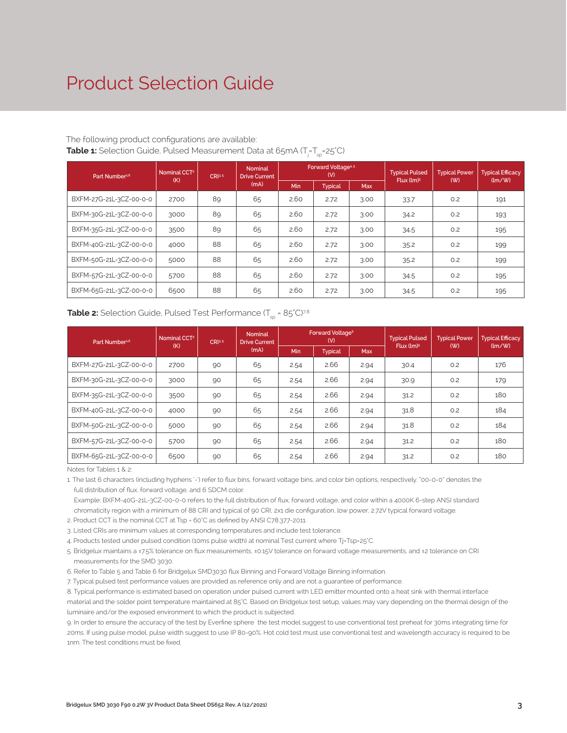# Product Selection Guide

The following product configurations are available:

**Table 1:** Selection Guide, Pulsed Measurement Data at 65mA ($T_j$=$T_{sp}$=25°C)

| Part Number[1,6] | Nominal CCT[2] (K) | CRI[3,5] | Nominal Drive Current (mA) | Forward Voltage[4,5] (V) | | | Typical Pulsed Flux (lm)[5] | Typical Power (W) | Typical Efficacy (lm/W) |
|---|---|---|---|---|---|---|---|---|---|
| | | | | Min | Typical | Max | | | |
| BXFM-27G-21L-3CZ-00-0-0 | 2700 | 89 | 65 | 2.60 | 2.72 | 3.00 | 33.7 | 0.2 | 191 |
| BXFM-30G-21L-3CZ-00-0-0 | 3000 | 89 | 65 | 2.60 | 2.72 | 3.00 | 34.2 | 0.2 | 193 |
| BXFM-35G-21L-3CZ-00-0-0 | 3500 | 89 | 65 | 2.60 | 2.72 | 3.00 | 34.5 | 0.2 | 195 |
| BXFM-40G-21L-3CZ-00-0-0 | 4000 | 88 | 65 | 2.60 | 2.72 | 3.00 | 35.2 | 0.2 | 199 |
| BXFM-50G-21L-3CZ-00-0-0 | 5000 | 88 | 65 | 2.60 | 2.72 | 3.00 | 35.2 | 0.2 | 199 |
| BXFM-57G-21L-3CZ-00-0-0 | 5700 | 88 | 65 | 2.60 | 2.72 | 3.00 | 34.5 | 0.2 | 195 |
| BXFM-65G-21L-3CZ-00-0-0 | 6500 | 88 | 65 | 2.60 | 2.72 | 3.00 | 34.5 | 0.2 | 195 |

**Table 2:** Selection Guide, Pulsed Test Performance ($T_{sp}$ = 85°C)[7,8]

| Part Number[1,6] | Nominal CCT[2] (K) | CRI[3,5] | Nominal Drive Current (mA) | Forward Voltage[5] (V) | | | Typical Pulsed Flux (lm)[5] | Typical Power (W) | Typical Efficacy (lm/W) |
|---|---|---|---|---|---|---|---|---|---|
| | | | | Min | Typical | Max | | | |
| BXFM-27G-21L-3CZ-00-0-0 | 2700 | 90 | 65 | 2.54 | 2.66 | 2.94 | 30.4 | 0.2 | 176 |
| BXFM-30G-21L-3CZ-00-0-0 | 3000 | 90 | 65 | 2.54 | 2.66 | 2.94 | 30.9 | 0.2 | 179 |
| BXFM-35G-21L-3CZ-00-0-0 | 3500 | 90 | 65 | 2.54 | 2.66 | 2.94 | 31.2 | 0.2 | 180 |
| BXFM-40G-21L-3CZ-00-0-0 | 4000 | 90 | 65 | 2.54 | 2.66 | 2.94 | 31.8 | 0.2 | 184 |
| BXFM-50G-21L-3CZ-00-0-0 | 5000 | 90 | 65 | 2.54 | 2.66 | 2.94 | 31.8 | 0.2 | 184 |
| BXFM-57G-21L-3CZ-00-0-0 | 5700 | 90 | 65 | 2.54 | 2.66 | 2.94 | 31.2 | 0.2 | 180 |
| BXFM-65G-21L-3CZ-00-0-0 | 6500 | 90 | 65 | 2.54 | 2.66 | 2.94 | 31.2 | 0.2 | 180 |

Notes for Tables 1 & 2:

1. The last 6 characters (including hyphens '-') refer to flux bins, forward voltage bins, and color bin options, respectively. "00-0-0" denotes the full distribution of flux, forward voltage, and 6 SDCM color.
   Example: BXFM-40G-21L-3CZ-00-0-0 refers to the full distribution of flux, forward voltage, and color within a 4000K 6-step ANSI standard chromaticity region with a minimum of 88 CRI and typical of 90 CRI, 2x1 die configuration, low power, 2.72V typical forward voltage.
2. Product CCT is the nominal CCT at Tsp = 60°C as defined by ANSI C78.377-2011.
3. Listed CRIs are minimum values at corresponding temperatures and include test tolerance.
4. Products tested under pulsed condition (10ms pulse width) at nominal Test current where Tj=Tsp=25°C.
5. Bridgelux maintains a ±7.5% tolerance on flux measurements, ±0.15V tolerance on forward voltage measurements, and ±2 tolerance on CRI measurements for the SMD 3030.
6. Refer to Table 5 and Table 6 for Bridgelux SMD3030 flux Binning and Forward Voltage Binning information.
7. Typical pulsed test performance values are provided as reference only and are not a guarantee of performance.
8. Typical performance is estimated based on operation under pulsed current with LED emitter mounted onto a heat sink with thermal interface material and the solder point temperature maintained at 85°C. Based on Bridgelux test setup, values may vary depending on the thermal design of the luminaire and/or the exposed environment to which the product is subjected.
9. In order to ensure the accuracy of the test by Everfine sphere the test model suggest to use conventional test preheat for 30ms integrating time for 20ms. If using pulse model, pulse width suggest to use IP 80-90%. Hot cold test must use conventional test and wavelength accuracy is required to be 1nm. The test conditions must be fixed.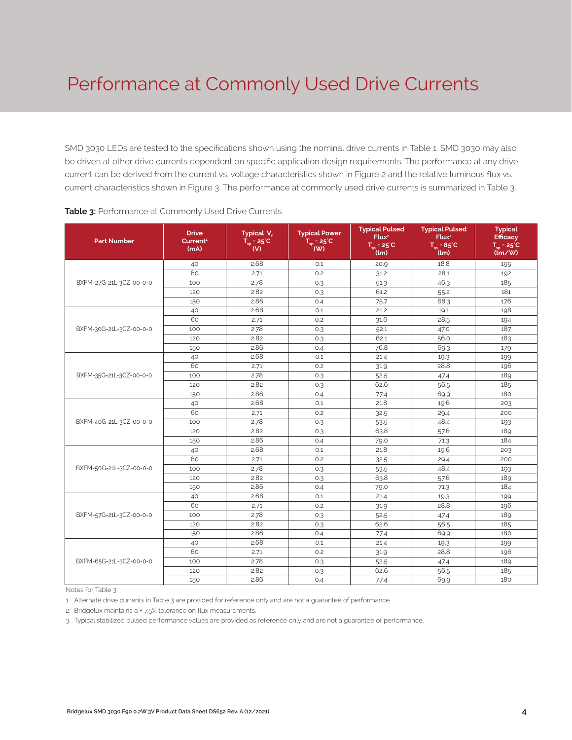# Performance at Commonly Used Drive Currents

SMD 3030 LEDs are tested to the specifications shown using the nominal drive currents in Table 1. SMD 3030 may also be driven at other drive currents dependent on specific application design requirements. The performance at any drive current can be derived from the current vs. voltage characteristics shown in Figure 2 and the relative luminous flux vs. current characteristics shown in Figure 3. The performance at commonly used drive currents is summarized in Table 3.

**Table 3:** Performance at Commonly Used Drive Currents

| Part Number | Drive Current[1] (mA) | Typical $V_f$ $T_{sp}$ = 25°C (V) | Typical Power $T_{sp}$ = 25°C (W) | Typical Pulsed Flux[2] $T_{sp}$ = 25°C (lm) | Typical Pulsed Flux[2] $T_{sp}$ = 85°C (lm) | Typical Efficacy $T_{sp}$ = 25°C (lm/W) |
|---|---|---|---|---|---|---|
| BXFM-27G-21L-3CZ-00-0-0 | 40 | 2.68 | 0.1 | 20.9 | 18.8 | 195 |
| | 60 | 2.71 | 0.2 | 31.2 | 28.1 | 192 |
| | 100 | 2.78 | 0.3 | 51.3 | 46.3 | 185 |
| | 120 | 2.82 | 0.3 | 61.2 | 55.2 | 181 |
| | 150 | 2.86 | 0.4 | 75.7 | 68.3 | 176 |
| BXFM-30G-21L-3CZ-00-0-0 | 40 | 2.68 | 0.1 | 21.2 | 19.1 | 198 |
| | 60 | 2.71 | 0.2 | 31.6 | 28.5 | 194 |
| | 100 | 2.78 | 0.3 | 52.1 | 47.0 | 187 |
| | 120 | 2.82 | 0.3 | 62.1 | 56.0 | 183 |
| | 150 | 2.86 | 0.4 | 76.8 | 69.3 | 179 |
| BXFM-35G-21L-3CZ-00-0-0 | 40 | 2.68 | 0.1 | 21.4 | 19.3 | 199 |
| | 60 | 2.71 | 0.2 | 31.9 | 28.8 | 196 |
| | 100 | 2.78 | 0.3 | 52.5 | 47.4 | 189 |
| | 120 | 2.82 | 0.3 | 62.6 | 56.5 | 185 |
| | 150 | 2.86 | 0.4 | 77.4 | 69.9 | 180 |
| BXFM-40G-21L-3CZ-00-0-0 | 40 | 2.68 | 0.1 | 21.8 | 19.6 | 203 |
| | 60 | 2.71 | 0.2 | 32.5 | 29.4 | 200 |
| | 100 | 2.78 | 0.3 | 53.5 | 48.4 | 193 |
| | 120 | 2.82 | 0.3 | 63.8 | 57.6 | 189 |
| | 150 | 2.86 | 0.4 | 79.0 | 71.3 | 184 |
| BXFM-50G-21L-3CZ-00-0-0 | 40 | 2.68 | 0.1 | 21.8 | 19.6 | 203 |
| | 60 | 2.71 | 0.2 | 32.5 | 29.4 | 200 |
| | 100 | 2.78 | 0.3 | 53.5 | 48.4 | 193 |
| | 120 | 2.82 | 0.3 | 63.8 | 57.6 | 189 |
| | 150 | 2.86 | 0.4 | 79.0 | 71.3 | 184 |
| BXFM-57G-21L-3CZ-00-0-0 | 40 | 2.68 | 0.1 | 21.4 | 19.3 | 199 |
| | 60 | 2.71 | 0.2 | 31.9 | 28.8 | 196 |
| | 100 | 2.78 | 0.3 | 52.5 | 47.4 | 189 |
| | 120 | 2.82 | 0.3 | 62.6 | 56.5 | 185 |
| | 150 | 2.86 | 0.4 | 77.4 | 69.9 | 180 |
| BXFM-65G-21L-3CZ-00-0-0 | 40 | 2.68 | 0.1 | 21.4 | 19.3 | 199 |
| | 60 | 2.71 | 0.2 | 31.9 | 28.8 | 196 |
| | 100 | 2.78 | 0.3 | 52.5 | 47.4 | 189 |
| | 120 | 2.82 | 0.3 | 62.6 | 56.5 | 185 |
| | 150 | 2.86 | 0.4 | 77.4 | 69.9 | 180 |

Notes for Table 3:

1. Alternate drive currents in Table 3 are provided for reference only and are not a guarantee of performance.
2. Bridgelux maintains a ± 7.5% tolerance on flux measurements.
3. Typical stabilized pulsed performance values are provided as reference only and are not a guarantee of performance.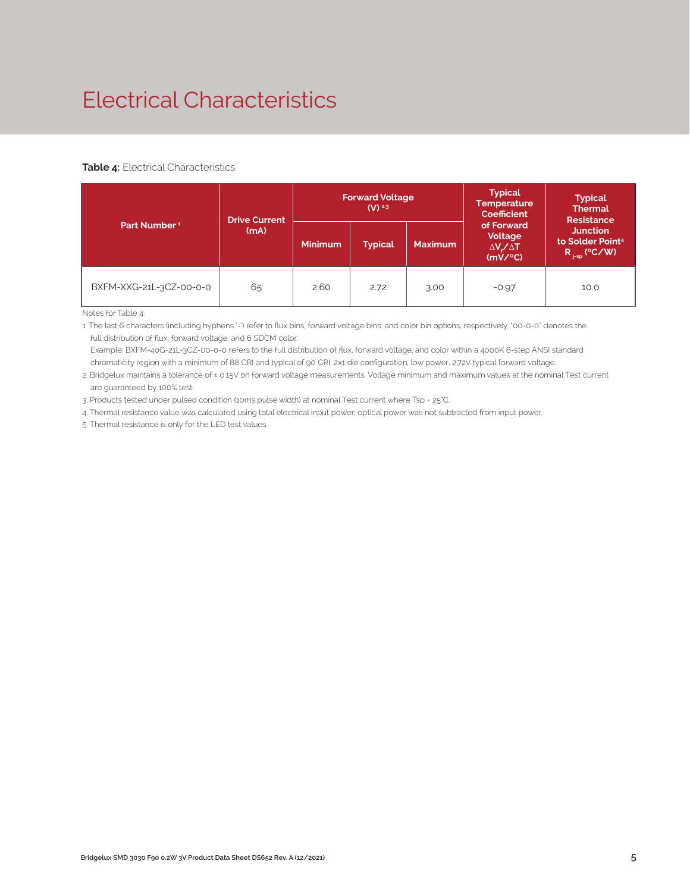# Electrical Characteristics

**Table 4:** Electrical Characteristics

| Part Number [1] | Drive Current (mA) | Forward Voltage (V) [2,3] | | | Typical Temperature Coefficient of Forward Voltage $\Delta V_f/\Delta T$ (mV/°C) | Typical Thermal Resistance Junction to Solder Point[4] $R_{j\text{-}sp}$ (°C/W) |
|---|---|---|---|---|---|---|
| | | Minimum | Typical | Maximum | | |
| BXFM-XXG-21L-3CZ-00-0-0 | 65 | 2.60 | 2.72 | 3.00 | -0.97 | 10.0 |

Notes for Table 4:

1. The last 6 characters (including hyphens '-') refer to flux bins, forward voltage bins, and color bin options, respectively. "00-0-0" denotes the full distribution of flux, forward voltage, and 6 SDCM color.
   Example: BXFM-40G-21L-3CZ-00-0-0 refers to the full distribution of flux, forward voltage, and color within a 4000K 6-step ANSI standard chromaticity region with a minimum of 88 CRI and typical of 90 CRI, 2x1 die configuration, low power, 2.72V typical forward voltage.
2. Bridgelux maintains a tolerance of ± 0.15V on forward voltage measurements. Voltage minimum and maximum values at the nominal Test current are guaranteed by 100% test.
3. Products tested under pulsed condition (10ms pulse width) at nominal Test current where Tsp = 25°C.
4. Thermal resistance value was calculated using total electrical input power; optical power was not subtracted from input power.
5. Thermal resistance is only for the LED test values.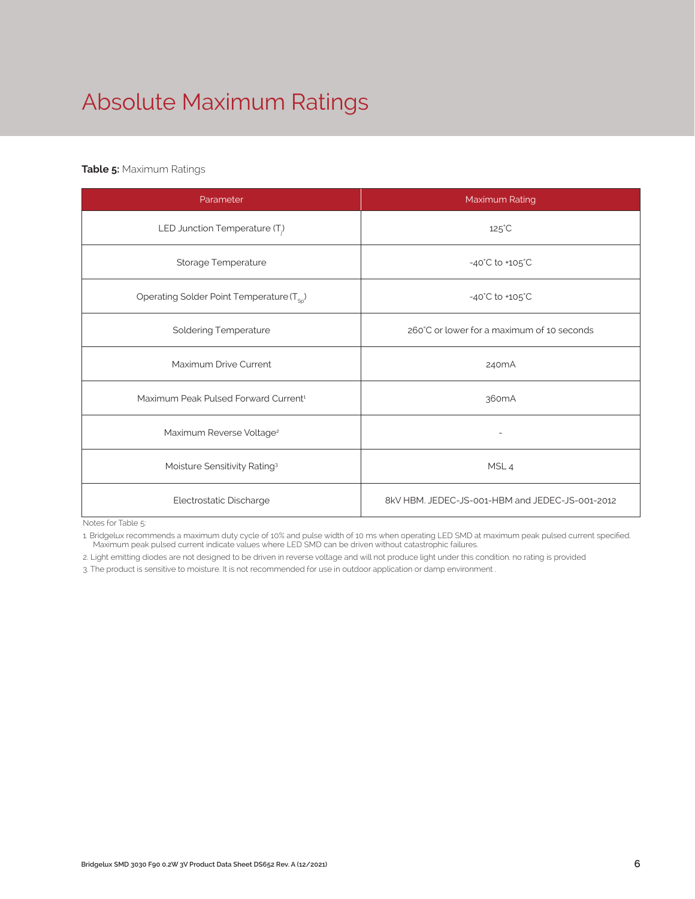# Absolute Maximum Ratings

**Table 5:** Maximum Ratings

| Parameter | Maximum Rating |
| --- | --- |
| LED Junction Temperature ($T_j$) | 125°C |
| Storage Temperature | -40°C to +105°C |
| Operating Solder Point Temperature ($T_{Sp}$) | -40°C to +105°C |
| Soldering Temperature | 260°C or lower for a maximum of 10 seconds |
| Maximum Drive Current | 240mA |
| Maximum Peak Pulsed Forward Current[1] | 360mA |
| Maximum Reverse Voltage[2] | - |
| Moisture Sensitivity Rating[3] | MSL 4 |
| Electrostatic Discharge | 8kV HBM. JEDEC-JS-001-HBM and JEDEC-JS-001-2012 |

Notes for Table 5:

1. Bridgelux recommends a maximum duty cycle of 10% and pulse width of 10 ms when operating LED SMD at maximum peak pulsed current specified. Maximum peak pulsed current indicate values where LED SMD can be driven without catastrophic failures.
2. Light emitting diodes are not designed to be driven in reverse voltage and will not produce light under this condition. no rating is provided
3. The product is sensitive to moisture. It is not recommended for use in outdoor application or damp environment .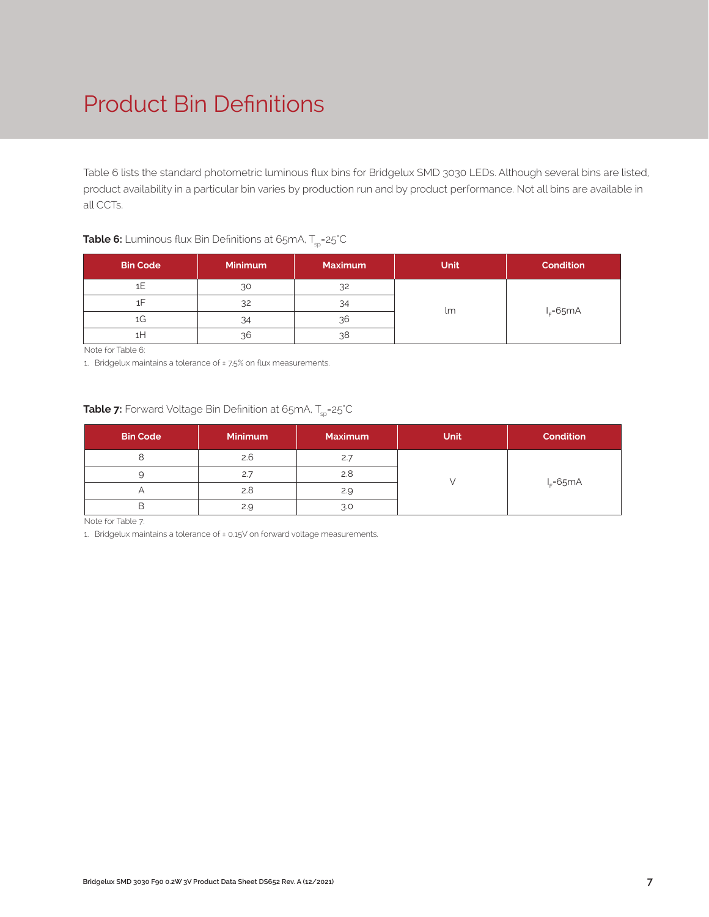# Product Bin Definitions

Table 6 lists the standard photometric luminous flux bins for Bridgelux SMD 3030 LEDs. Although several bins are listed, product availability in a particular bin varies by production run and by product performance. Not all bins are available in all CCTs.

**Table 6:** Luminous flux Bin Definitions at 65mA, $T_{sp}$=25°C

| Bin Code | Minimum | Maximum | Unit | Condition |
|---|---|---|---|---|
| 1E | 30 | 32 | lm | $I_F$=65mA |
| 1F | 32 | 34 | | |
| 1G | 34 | 36 | | |
| 1H | 36 | 38 | | |

Note for Table 6:

1. Bridgelux maintains a tolerance of ± 7.5% on flux measurements.

**Table 7:** Forward Voltage Bin Definition at 65mA, $T_{sp}$=25°C

| Bin Code | Minimum | Maximum | Unit | Condition |
|---|---|---|---|---|
| 8 | 2.6 | 2.7 | V | $I_F$=65mA |
| 9 | 2.7 | 2.8 | | |
| A | 2.8 | 2.9 | | |
| B | 2.9 | 3.0 | | |

Note for Table 7:

1. Bridgelux maintains a tolerance of ± 0.15V on forward voltage measurements.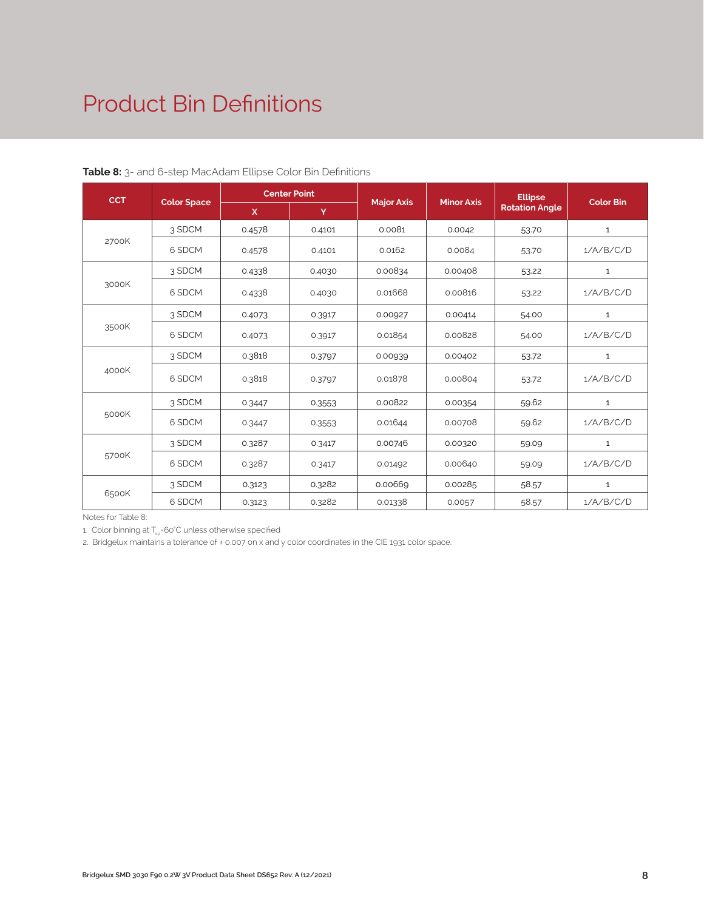# Product Bin Definitions

**Table 8:** 3- and 6-step MacAdam Ellipse Color Bin Definitions

| CCT | Color Space | Center Point | | Major Axis | Minor Axis | Ellipse Rotation Angle | Color Bin |
|---|---|---|---|---|---|---|---|
| | | X | Y | | | | |
| 2700K | 3 SDCM | 0.4578 | 0.4101 | 0.0081 | 0.0042 | 53.70 | 1 |
| | 6 SDCM | 0.4578 | 0.4101 | 0.0162 | 0.0084 | 53.70 | 1/A/B/C/D |
| 3000K | 3 SDCM | 0.4338 | 0.4030 | 0.00834 | 0.00408 | 53.22 | 1 |
| | 6 SDCM | 0.4338 | 0.4030 | 0.01668 | 0.00816 | 53.22 | 1/A/B/C/D |
| 3500K | 3 SDCM | 0.4073 | 0.3917 | 0.00927 | 0.00414 | 54.00 | 1 |
| | 6 SDCM | 0.4073 | 0.3917 | 0.01854 | 0.00828 | 54.00 | 1/A/B/C/D |
| 4000K | 3 SDCM | 0.3818 | 0.3797 | 0.00939 | 0.00402 | 53.72 | 1 |
| | 6 SDCM | 0.3818 | 0.3797 | 0.01878 | 0.00804 | 53.72 | 1/A/B/C/D |
| 5000K | 3 SDCM | 0.3447 | 0.3553 | 0.00822 | 0.00354 | 59.62 | 1 |
| | 6 SDCM | 0.3447 | 0.3553 | 0.01644 | 0.00708 | 59.62 | 1/A/B/C/D |
| 5700K | 3 SDCM | 0.3287 | 0.3417 | 0.00746 | 0.00320 | 59.09 | 1 |
| | 6 SDCM | 0.3287 | 0.3417 | 0.01492 | 0.00640 | 59.09 | 1/A/B/C/D |
| 6500K | 3 SDCM | 0.3123 | 0.3282 | 0.00669 | 0.00285 | 58.57 | 1 |
| | 6 SDCM | 0.3123 | 0.3282 | 0.01338 | 0.0057 | 58.57 | 1/A/B/C/D |

Notes for Table 8:

1. Color binning at $T_{sp}$=60°C unless otherwise specified
2. Bridgelux maintains a tolerance of ± 0.007 on x and y color coordinates in the CIE 1931 color space.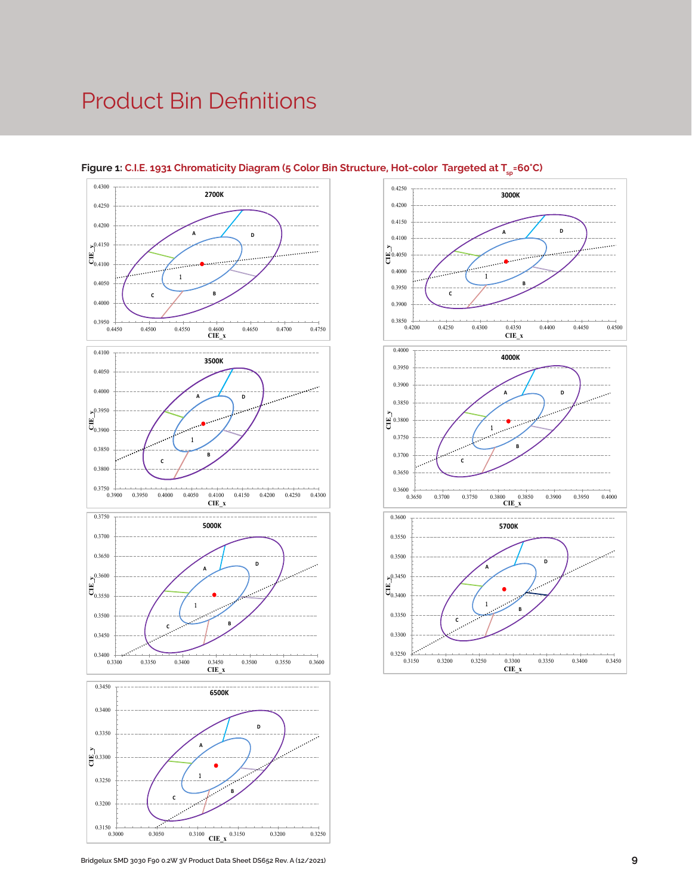# Product Bin Definitions

**Figure 1:** C.I.E. 1931 Chromaticity Diagram (5 Color Bin Structure, Hot-color Targeted at $T_{sp}$=60°C)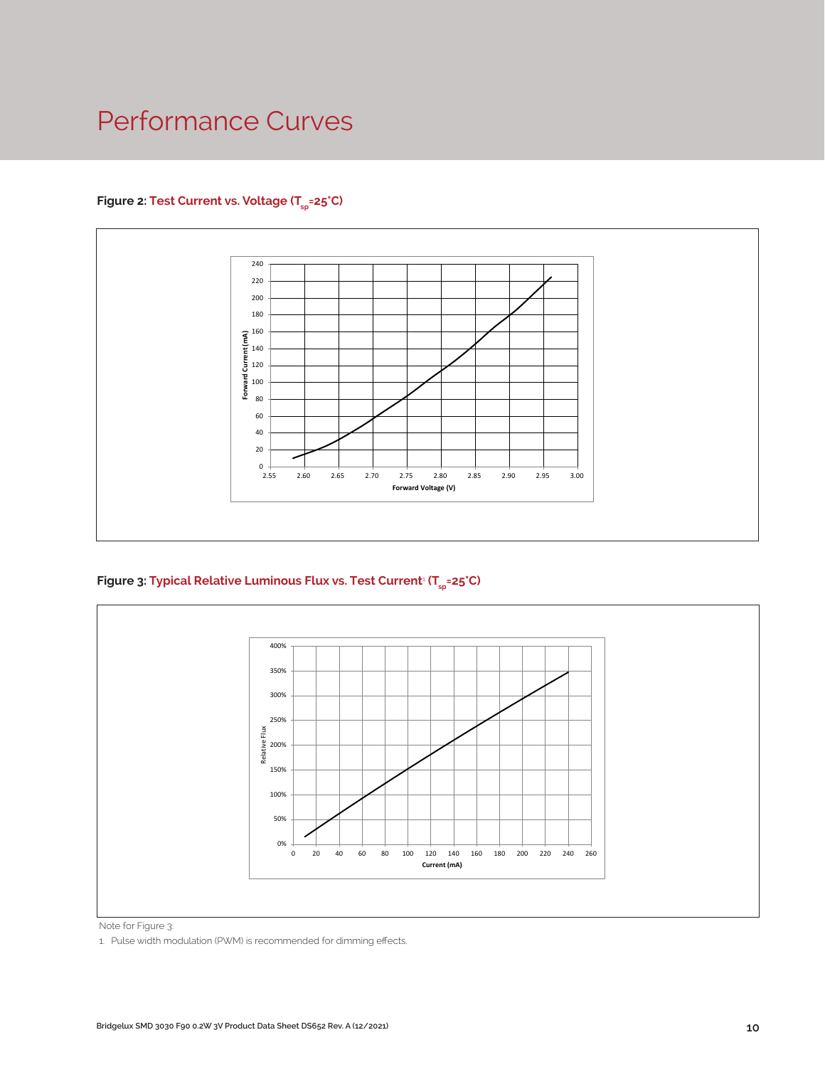# Performance Curves

**Figure 2:** **Test Current vs. Voltage ($T_{sp}$=25°C)**

**Figure 3:** **Typical Relative Luminous Flux vs. Test Current[1] ($T_{sp}$=25°C)**

Note for Figure 3:

1. Pulse width modulation (PWM) is recommended for dimming effects.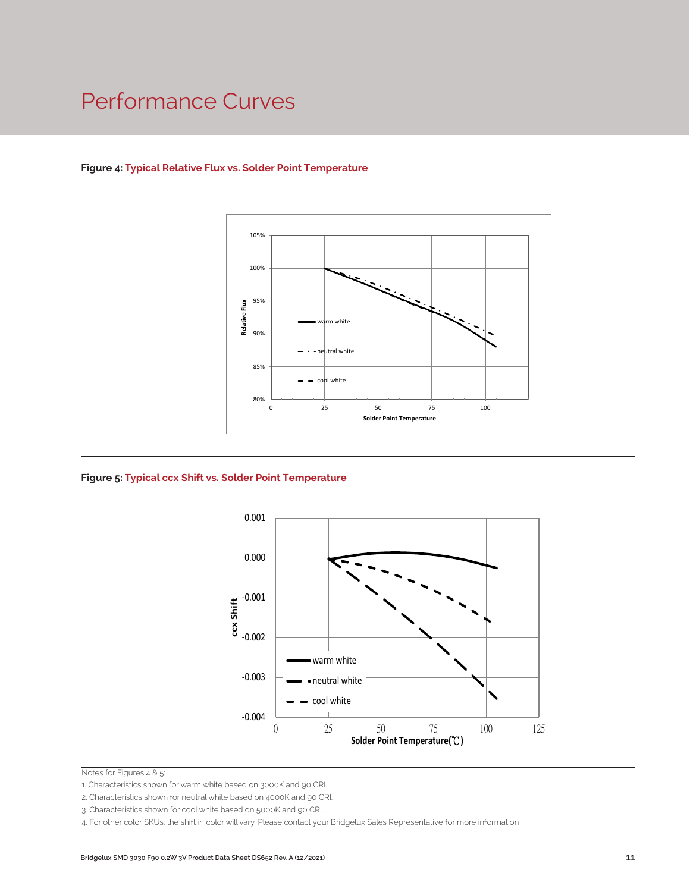# Performance Curves

**Figure 4: Typical Relative Flux vs. Solder Point Temperature**

**Figure 5: Typical ccx Shift vs. Solder Point Temperature**

Notes for Figures 4 & 5:

1. Characteristics shown for warm white based on 3000K and 90 CRI.
2. Characteristics shown for neutral white based on 4000K and 90 CRI.
3. Characteristics shown for cool white based on 5000K and 90 CRI.
4. For other color SKUs, the shift in color will vary. Please contact your Bridgelux Sales Representative for more information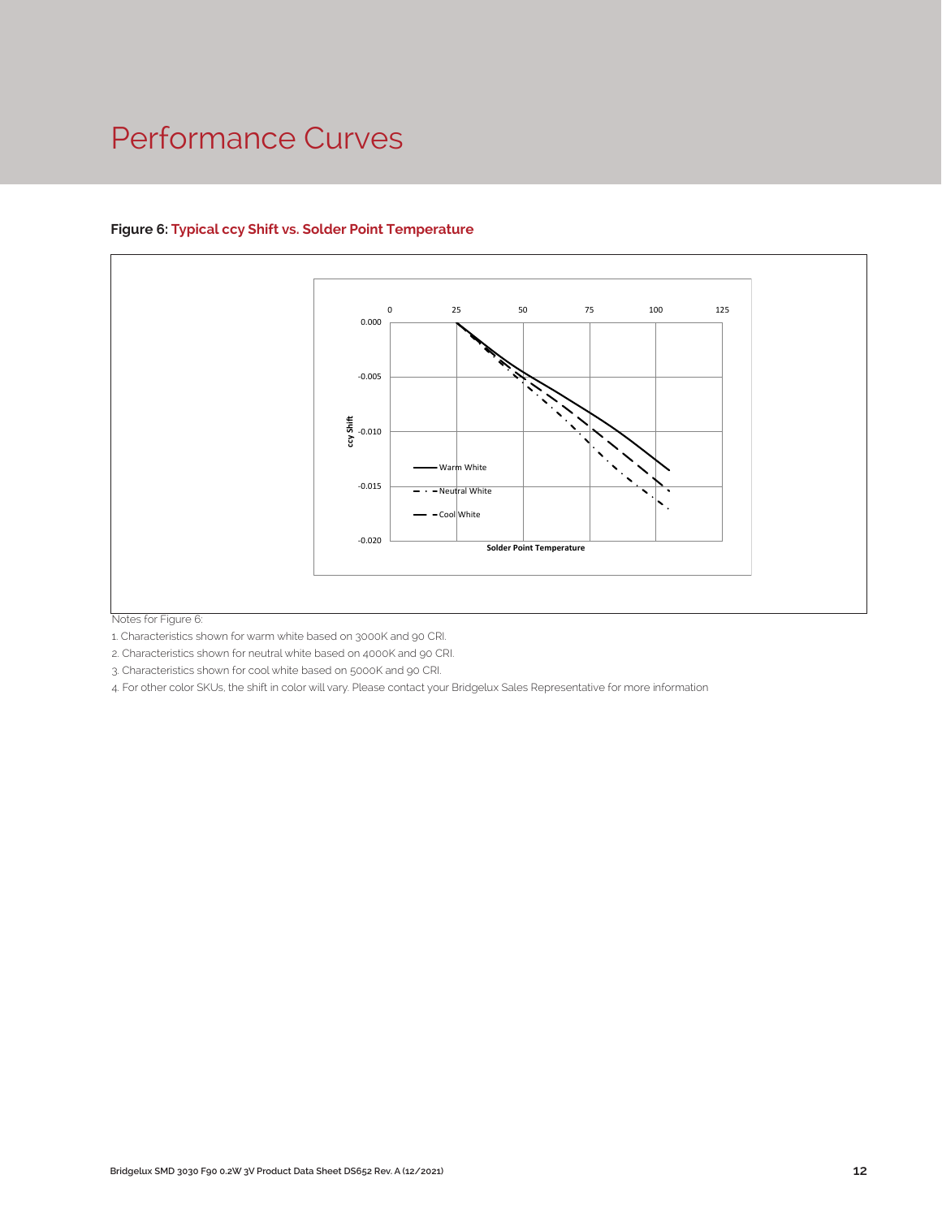# Performance Curves

**Figure 6: Typical ccy Shift vs. Solder Point Temperature**

Notes for Figure 6:

1. Characteristics shown for warm white based on 3000K and 90 CRI.
2. Characteristics shown for neutral white based on 4000K and 90 CRI.
3. Characteristics shown for cool white based on 5000K and 90 CRI.
4. For other color SKUs, the shift in color will vary. Please contact your Bridgelux Sales Representative for more information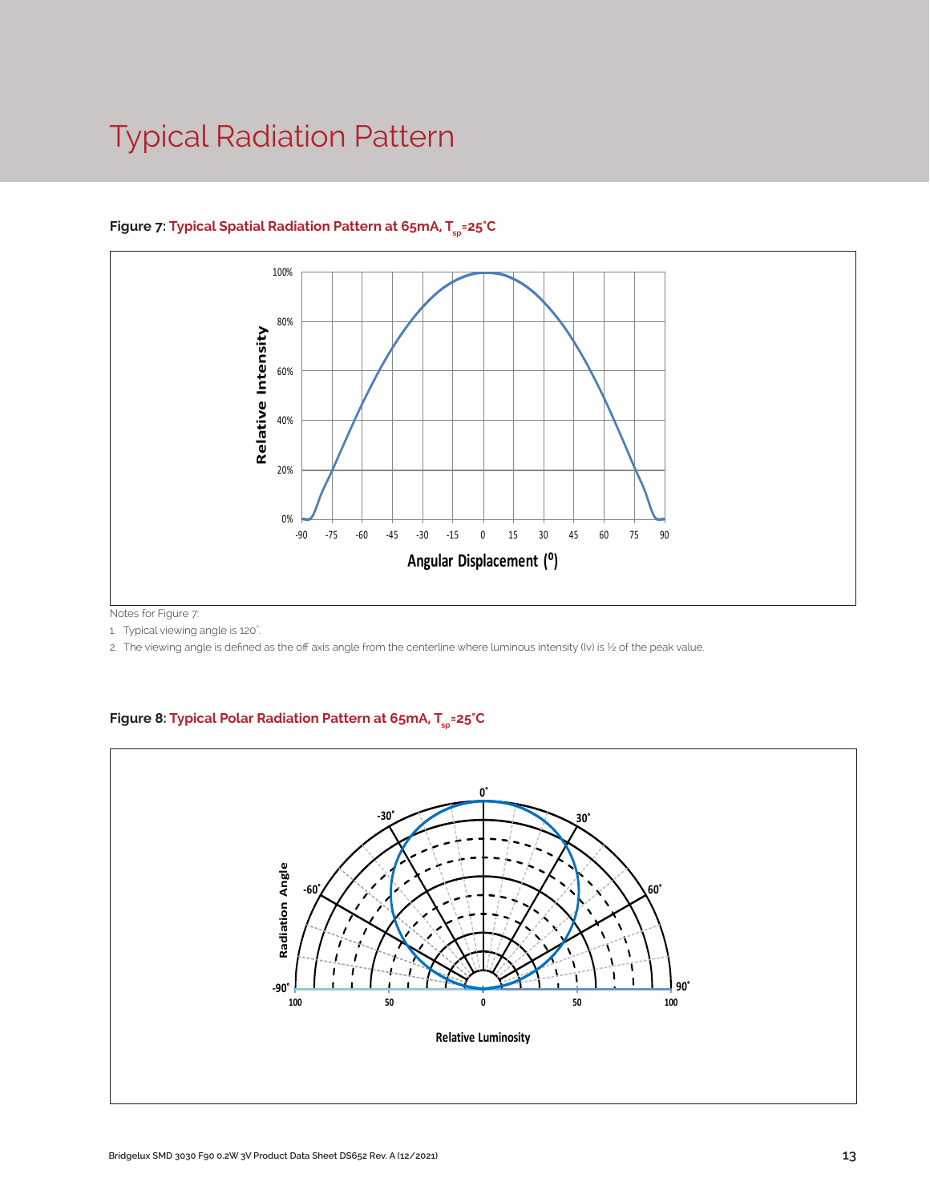# Typical Radiation Pattern

**Figure 7: Typical Spatial Radiation Pattern at 65mA, $T_{sp}$=25°C**

Notes for Figure 7:

1. Typical viewing angle is 120°.
2. The viewing angle is defined as the off axis angle from the centerline where luminous intensity (Iv) is ½ of the peak value.

**Figure 8: Typical Polar Radiation Pattern at 65mA, $T_{sp}$=25°C**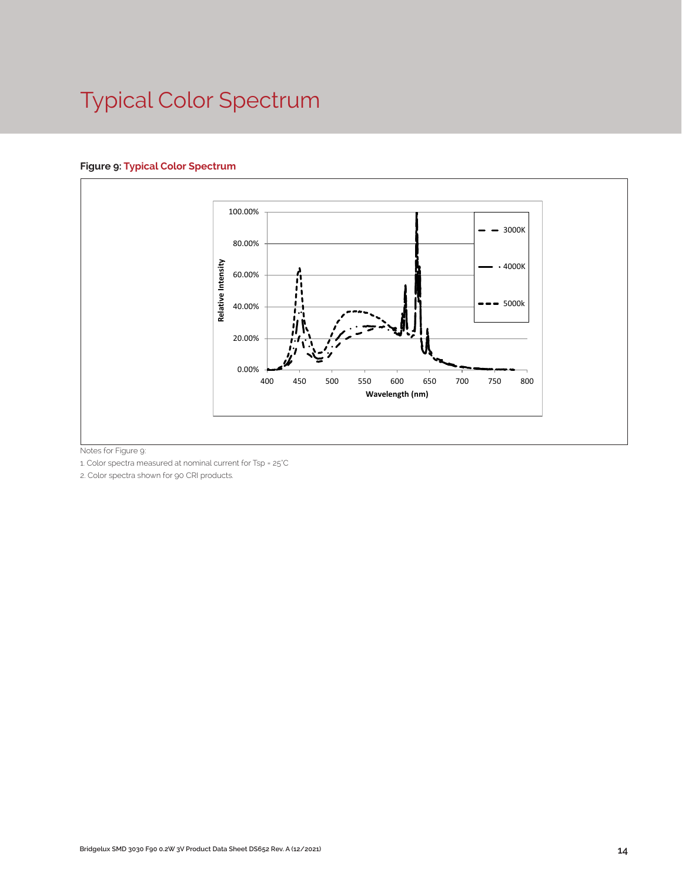# Typical Color Spectrum

**Figure 9: Typical Color Spectrum**

Notes for Figure 9:

1. Color spectra measured at nominal current for Tsp = 25°C
2. Color spectra shown for 90 CRI products.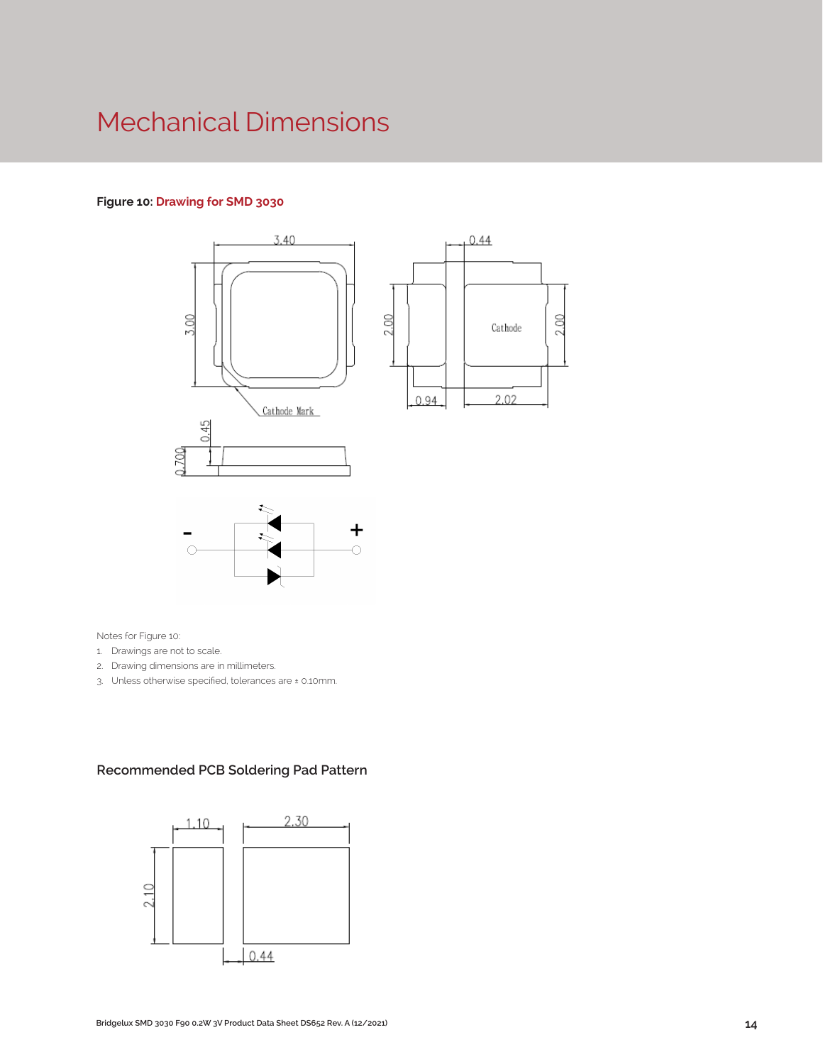# Mechanical Dimensions

**Figure 10: Drawing for SMD 3030**

Notes for Figure 10:

1. Drawings are not to scale.
2. Drawing dimensions are in millimeters.
3. Unless otherwise specified, tolerances are ± 0.10mm.

## Recommended PCB Soldering Pad Pattern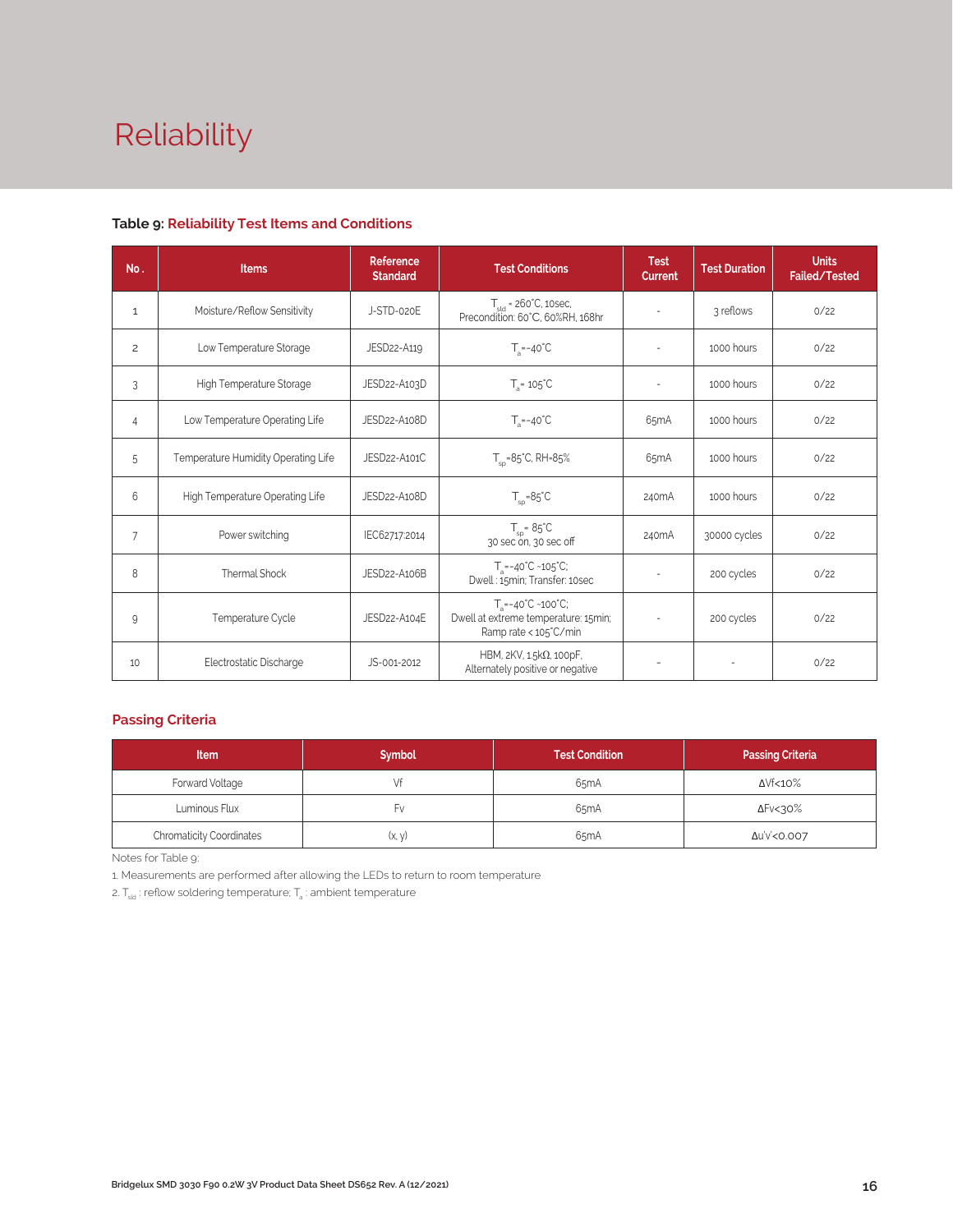# Reliability

**Table 9: Reliability Test Items and Conditions**

| No. | Items | Reference Standard | Test Conditions | Test Current | Test Duration | Units Failed/Tested |
|---|---|---|---|---|---|---|
| 1 | Moisture/Reflow Sensitivity | J-STD-020E | $T_{sld}$ = 260°C, 10sec, Precondition: 60°C, 60%RH, 168hr | - | 3 reflows | 0/22 |
| 2 | Low Temperature Storage | JESD22-A119 | $T_a$=-40°C | - | 1000 hours | 0/22 |
| 3 | High Temperature Storage | JESD22-A103D | $T_a$= 105°C | - | 1000 hours | 0/22 |
| 4 | Low Temperature Operating Life | JESD22-A108D | $T_a$=-40°C | 65mA | 1000 hours | 0/22 |
| 5 | Temperature Humidity Operating Life | JESD22-A101C | $T_{sp}$=85°C, RH=85% | 65mA | 1000 hours | 0/22 |
| 6 | High Temperature Operating Life | JESD22-A108D | $T_{sp}$=85°C | 240mA | 1000 hours | 0/22 |
| 7 | Power switching | IEC62717:2014 | $T_{sp}$= 85°C 30 sec on, 30 sec off | 240mA | 30000 cycles | 0/22 |
| 8 | Thermal Shock | JESD22-A106B | $T_a$=-40°C ~105°C; Dwell : 15min; Transfer: 10sec | - | 200 cycles | 0/22 |
| 9 | Temperature Cycle | JESD22-A104E | $T_a$=-40°C ~100°C; Dwell at extreme temperature: 15min; Ramp rate < 105°C/min | - | 200 cycles | 0/22 |
| 10 | Electrostatic Discharge | JS-001-2012 | HBM, 2KV, 1.5kΩ, 100pF, Alternately positive or negative | - | - | 0/22 |

## Passing Criteria

| Item | Symbol | Test Condition | Passing Criteria |
|---|---|---|---|
| Forward Voltage | Vf | 65mA | ΔVf<10% |
| Luminous Flux | Fv | 65mA | ΔFv<30% |
| Chromaticity Coordinates | (x, y) | 65mA | Δu'v'<0.007 |

Notes for Table 9:

1. Measurements are performed after allowing the LEDs to return to room temperature
2. $T_{sld}$ : reflow soldering temperature; $T_a$ : ambient temperature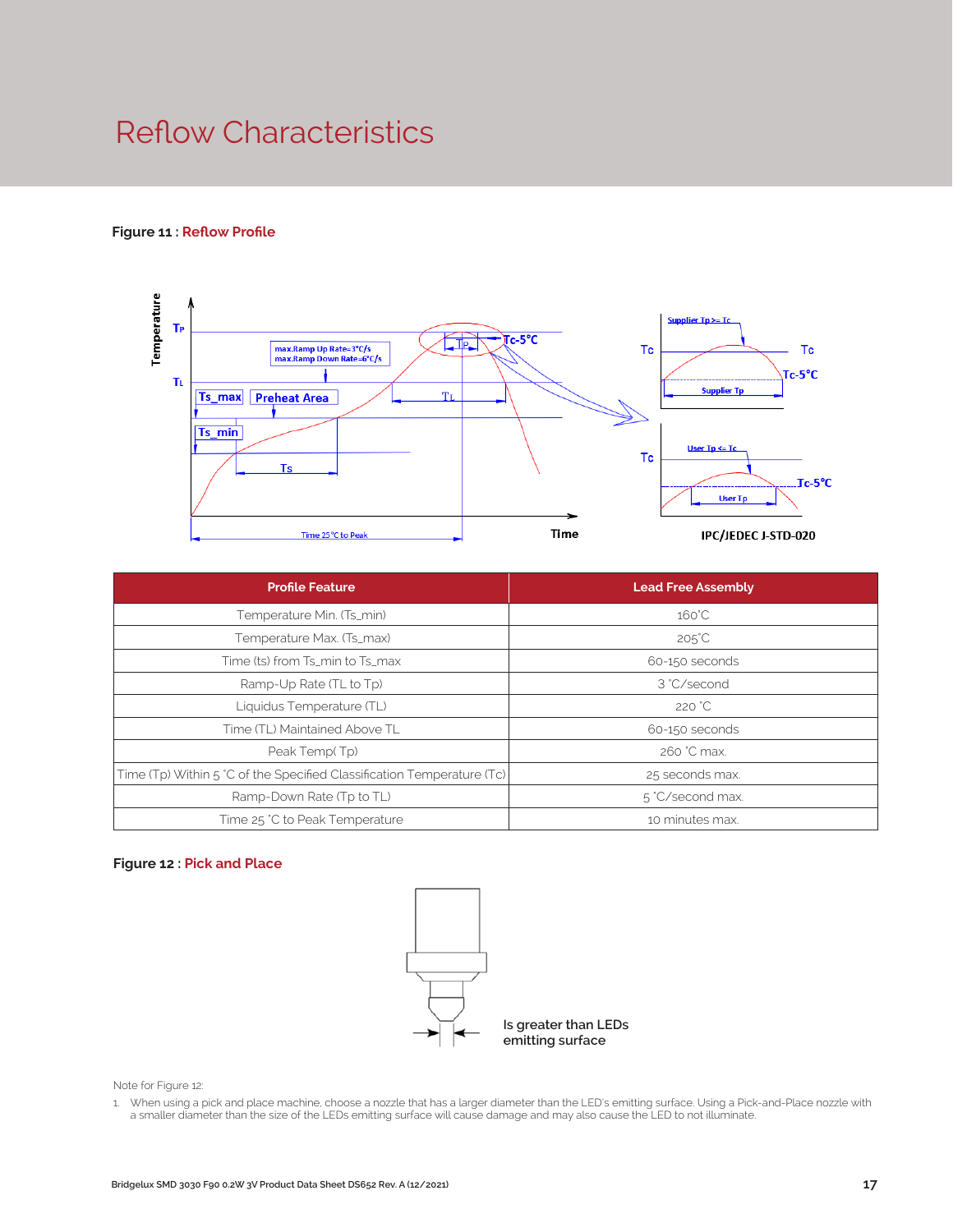# Reflow Characteristics

**Figure 11 :** Reflow Profile

| Profile Feature | Lead Free Assembly |
|---|---|
| Temperature Min. (Ts_min) | 160°C |
| Temperature Max. (Ts_max) | 205°C |
| Time (ts) from Ts_min to Ts_max | 60-150 seconds |
| Ramp-Up Rate (TL to Tp) | 3 °C/second |
| Liquidus Temperature (TL) | 220 °C |
| Time (TL) Maintained Above TL | 60-150 seconds |
| Peak Temp( Tp) | 260 °C max. |
| Time (Tp) Within 5 °C of the Specified Classification Temperature (Tc) | 25 seconds max. |
| Ramp-Down Rate (Tp to TL) | 5 °C/second max. |
| Time 25 °C to Peak Temperature | 10 minutes max. |

**Figure 12 :** Pick and Place

Note for Figure 12:

1. When using a pick and place machine, choose a nozzle that has a larger diameter than the LED's emitting surface. Using a Pick-and-Place nozzle with a smaller diameter than the size of the LEDs emitting surface will cause damage and may also cause the LED to not illuminate.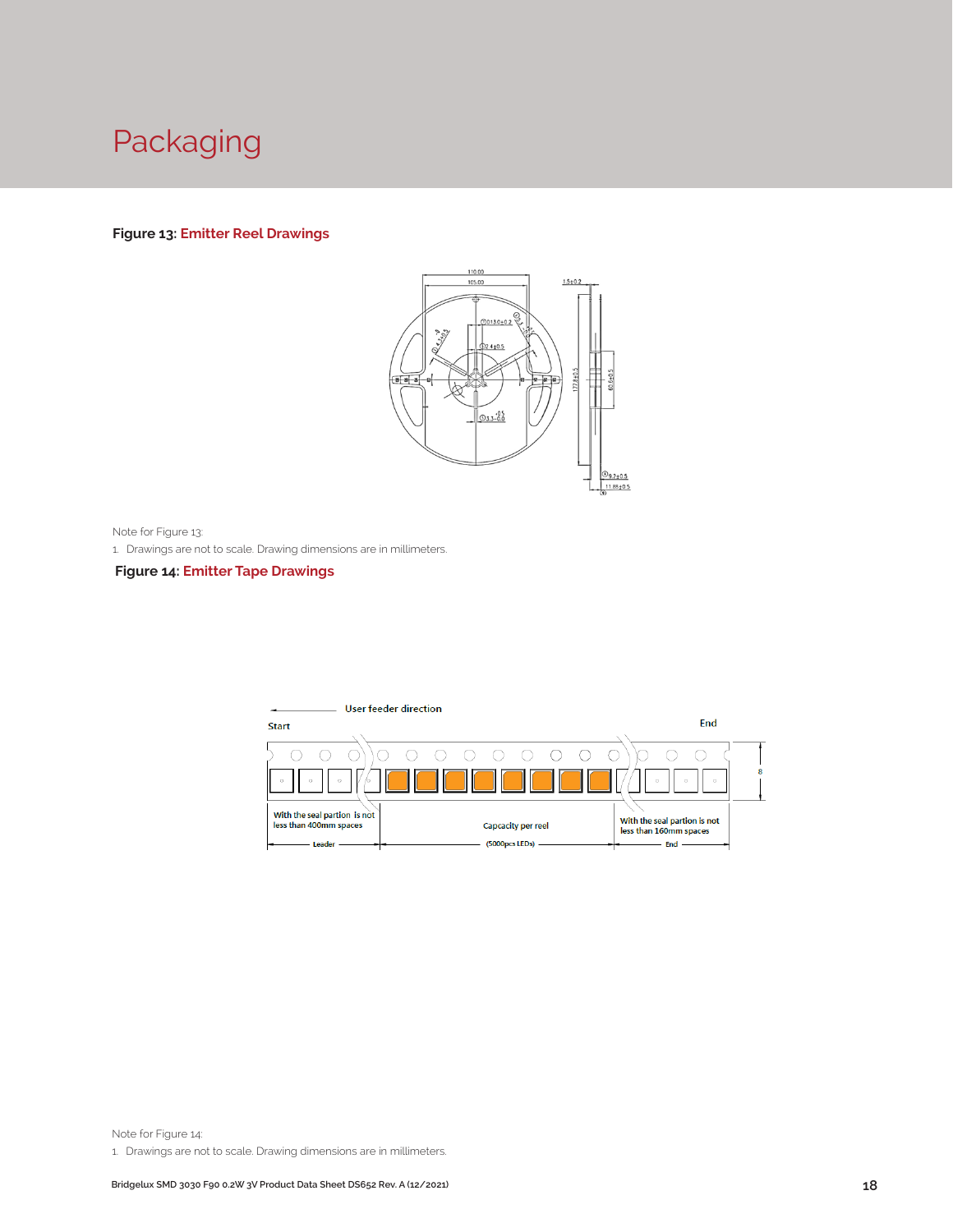# Packaging

**Figure 13: Emitter Reel Drawings**

Note for Figure 13:

1. Drawings are not to scale. Drawing dimensions are in millimeters.

**Figure 14: Emitter Tape Drawings**

Note for Figure 14:

1. Drawings are not to scale. Drawing dimensions are in millimeters.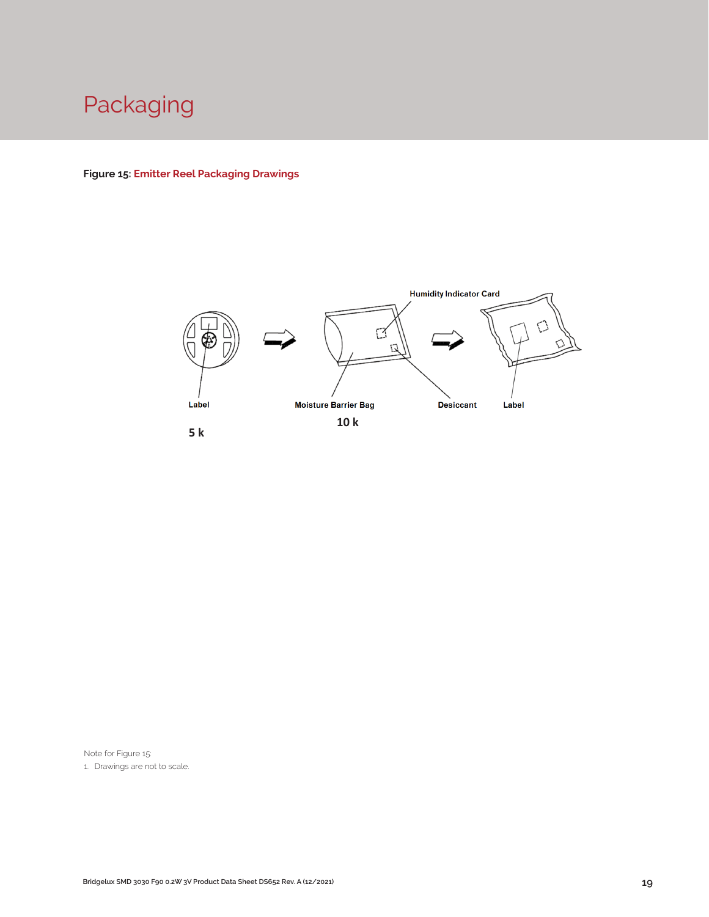# Packaging

**Figure 15: Emitter Reel Packaging Drawings**

Label

5 k

Moisture Barrier Bag

10 k

Humidity Indicator Card

Desiccant

Label

Note for Figure 15:

1. Drawings are not to scale.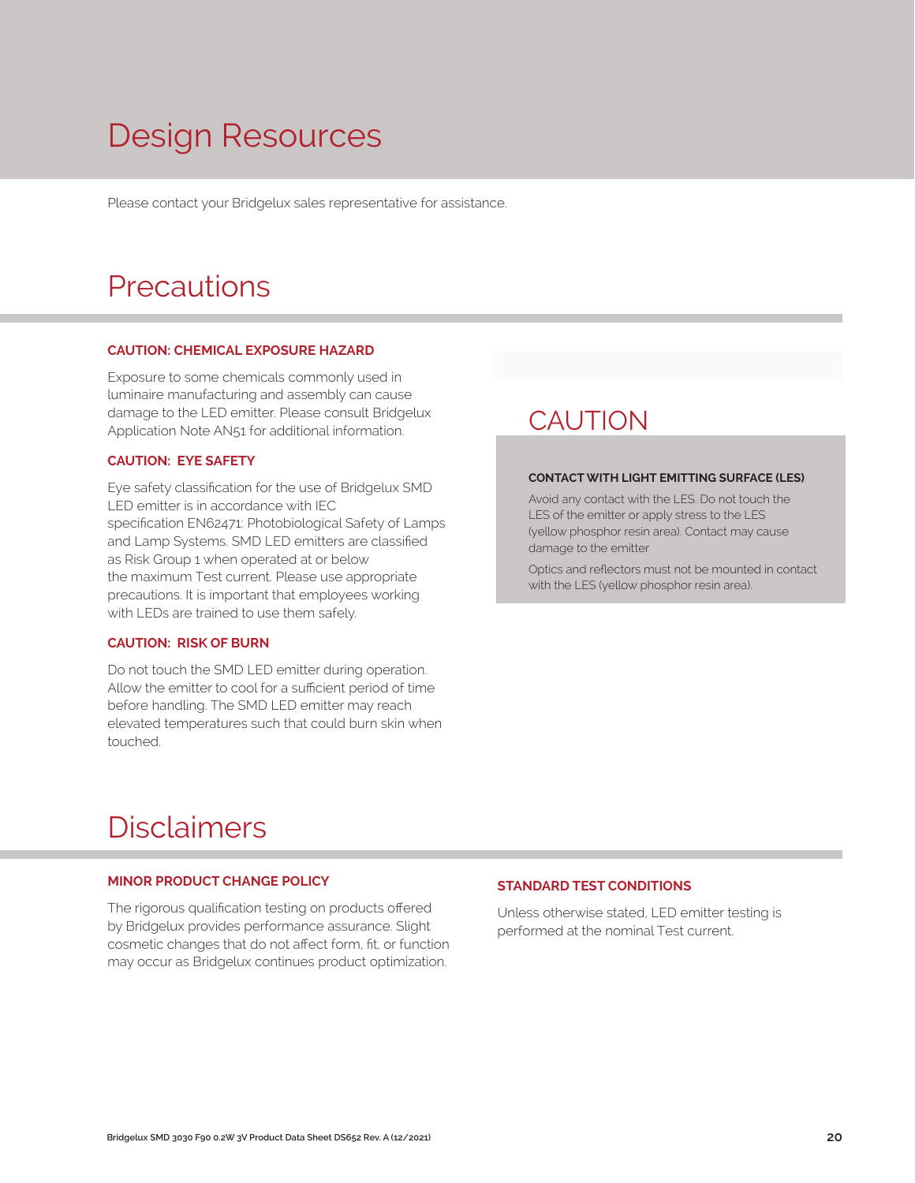# Design Resources

Please contact your Bridgelux sales representative for assistance.

# Precautions

### CAUTION: CHEMICAL EXPOSURE HAZARD

Exposure to some chemicals commonly used in luminaire manufacturing and assembly can cause damage to the LED emitter. Please consult Bridgelux Application Note AN51 for additional information.

### CAUTION: EYE SAFETY

Eye safety classification for the use of Bridgelux SMD LED emitter is in accordance with IEC specification EN62471: Photobiological Safety of Lamps and Lamp Systems. SMD LED emitters are classified as Risk Group 1 when operated at or below the maximum Test current. Please use appropriate precautions. It is important that employees working with LEDs are trained to use them safely.

### CAUTION: RISK OF BURN

Do not touch the SMD LED emitter during operation. Allow the emitter to cool for a sufficient period of time before handling. The SMD LED emitter may reach elevated temperatures such that could burn skin when touched.

## CAUTION

**CONTACT WITH LIGHT EMITTING SURFACE (LES)**

Avoid any contact with the LES. Do not touch the LES of the emitter or apply stress to the LES (yellow phosphor resin area). Contact may cause damage to the emitter

Optics and reflectors must not be mounted in contact with the LES (yellow phosphor resin area).

# Disclaimers

### MINOR PRODUCT CHANGE POLICY

The rigorous qualification testing on products offered by Bridgelux provides performance assurance. Slight cosmetic changes that do not affect form, fit, or function may occur as Bridgelux continues product optimization.

### STANDARD TEST CONDITIONS

Unless otherwise stated, LED emitter testing is performed at the nominal Test current.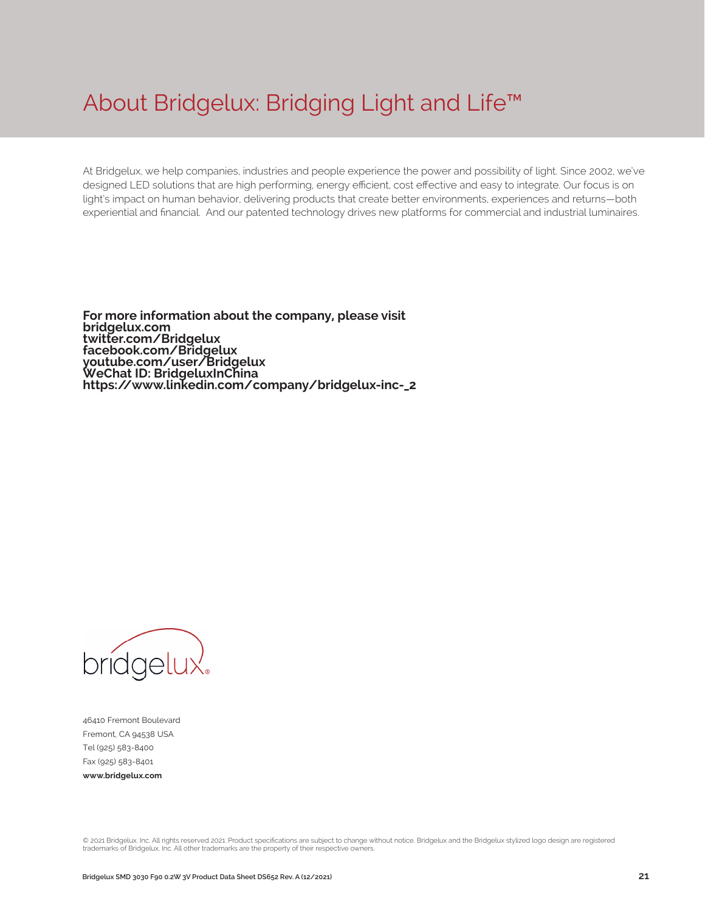# About Bridgelux: Bridging Light and Life™

At Bridgelux, we help companies, industries and people experience the power and possibility of light. Since 2002, we've designed LED solutions that are high performing, energy efficient, cost effective and easy to integrate. Our focus is on light's impact on human behavior, delivering products that create better environments, experiences and returns—both experiential and financial. And our patented technology drives new platforms for commercial and industrial luminaires.

**For more information about the company, please visit**
**bridgelux.com**
**twitter.com/Bridgelux**
**facebook.com/Bridgelux**
**youtube.com/user/Bridgelux**
**WeChat ID: BridgeluxInChina**
**https://www.linkedin.com/company/bridgelux-inc-_2**

bridgelux®

46410 Fremont Boulevard
Fremont, CA 94538 USA
Tel (925) 583-8400
Fax (925) 583-8401
**www.bridgelux.com**

© 2021 Bridgelux, Inc. All rights reserved 2021. Product specifications are subject to change without notice. Bridgelux and the Bridgelux stylized logo design are registered trademarks of Bridgelux, Inc. All other trademarks are the property of their respective owners.